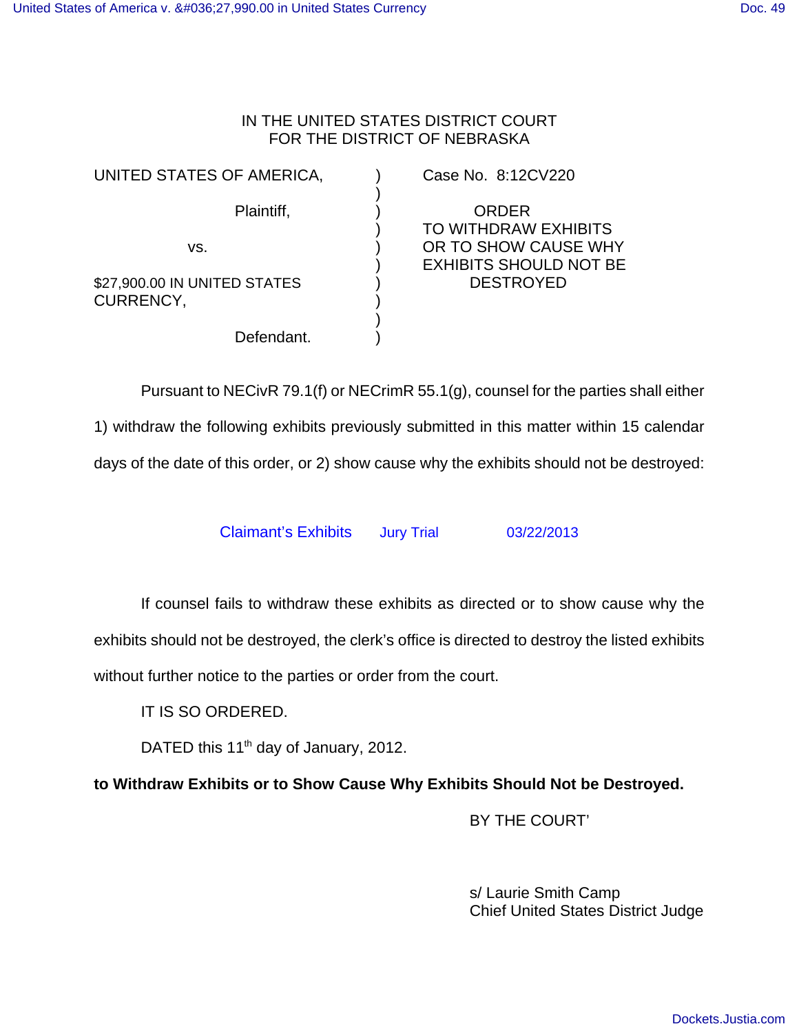IN THE UNITED STATES DISTRICT COURT
FOR THE DISTRICT OF NEBRASKA

| | | |
|---|---|---|
| UNITED STATES OF AMERICA, Plaintiff, vs. $27,900.00 IN UNITED STATES CURRENCY, Defendant. | ) | Case No. 8:12CV220 ORDER TO WITHDRAW EXHIBITS OR TO SHOW CAUSE WHY EXHIBITS SHOULD NOT BE DESTROYED |

Pursuant to NECivR 79.1(f) or NECrimR 55.1(g), counsel for the parties shall either 1) withdraw the following exhibits previously submitted in this matter within 15 calendar days of the date of this order, or 2) show cause why the exhibits should not be destroyed:

Claimant's Exhibits Jury Trial 03/22/2013

If counsel fails to withdraw these exhibits as directed or to show cause why the exhibits should not be destroyed, the clerk's office is directed to destroy the listed exhibits without further notice to the parties or order from the court.

IT IS SO ORDERED.

DATED this 11th day of January, 2012.

**to Withdraw Exhibits or to Show Cause Why Exhibits Should Not be Destroyed.**

BY THE COURT'

s/ Laurie Smith Camp
Chief United States District Judge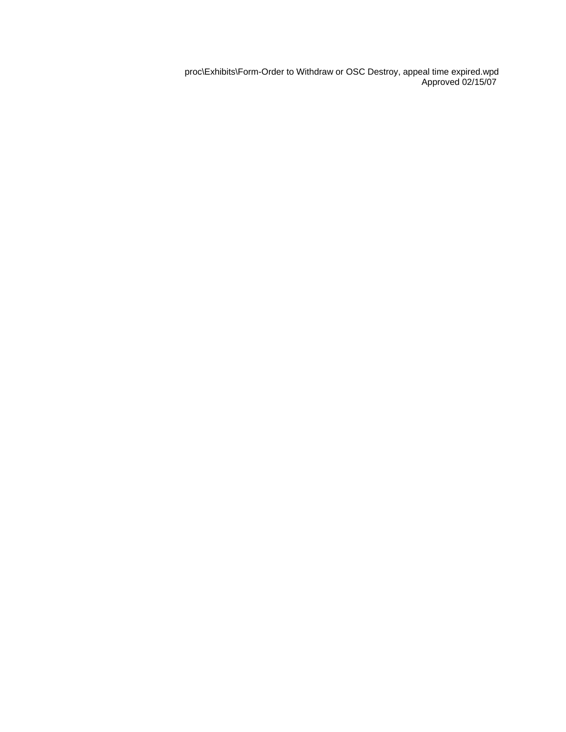proc\Exhibits\Form-Order to Withdraw or OSC Destroy, appeal time expired.wpd
Approved 02/15/07